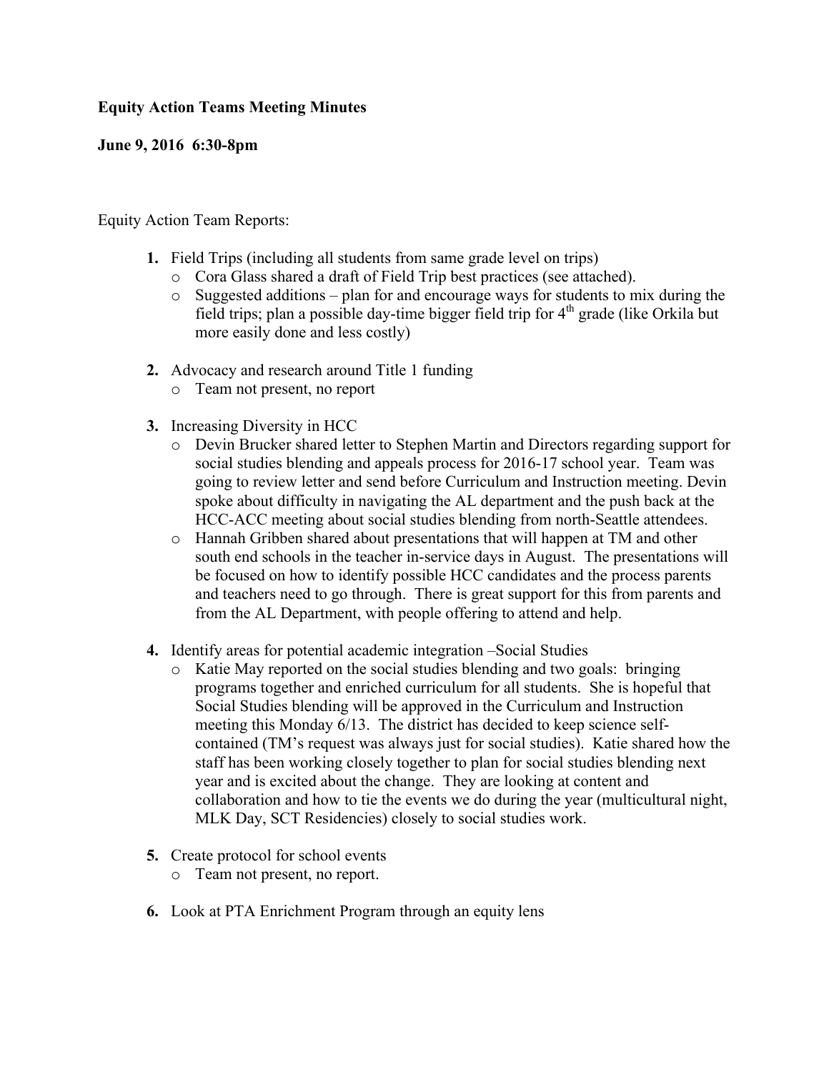**Equity Action Teams Meeting Minutes**

**June 9, 2016 6:30-8pm**

Equity Action Team Reports:

1. Field Trips (including all students from same grade level on trips)
   - Cora Glass shared a draft of Field Trip best practices (see attached).
   - Suggested additions – plan for and encourage ways for students to mix during the field trips; plan a possible day-time bigger field trip for 4th grade (like Orkila but more easily done and less costly)

2. Advocacy and research around Title 1 funding
   - Team not present, no report

3. Increasing Diversity in HCC
   - Devin Brucker shared letter to Stephen Martin and Directors regarding support for social studies blending and appeals process for 2016-17 school year. Team was going to review letter and send before Curriculum and Instruction meeting. Devin spoke about difficulty in navigating the AL department and the push back at the HCC-ACC meeting about social studies blending from north-Seattle attendees.
   - Hannah Gribben shared about presentations that will happen at TM and other south end schools in the teacher in-service days in August. The presentations will be focused on how to identify possible HCC candidates and the process parents and teachers need to go through. There is great support for this from parents and from the AL Department, with people offering to attend and help.

4. Identify areas for potential academic integration –Social Studies
   - Katie May reported on the social studies blending and two goals: bringing programs together and enriched curriculum for all students. She is hopeful that Social Studies blending will be approved in the Curriculum and Instruction meeting this Monday 6/13. The district has decided to keep science self-contained (TM's request was always just for social studies). Katie shared how the staff has been working closely together to plan for social studies blending next year and is excited about the change. They are looking at content and collaboration and how to tie the events we do during the year (multicultural night, MLK Day, SCT Residencies) closely to social studies work.

5. Create protocol for school events
   - Team not present, no report.

6. Look at PTA Enrichment Program through an equity lens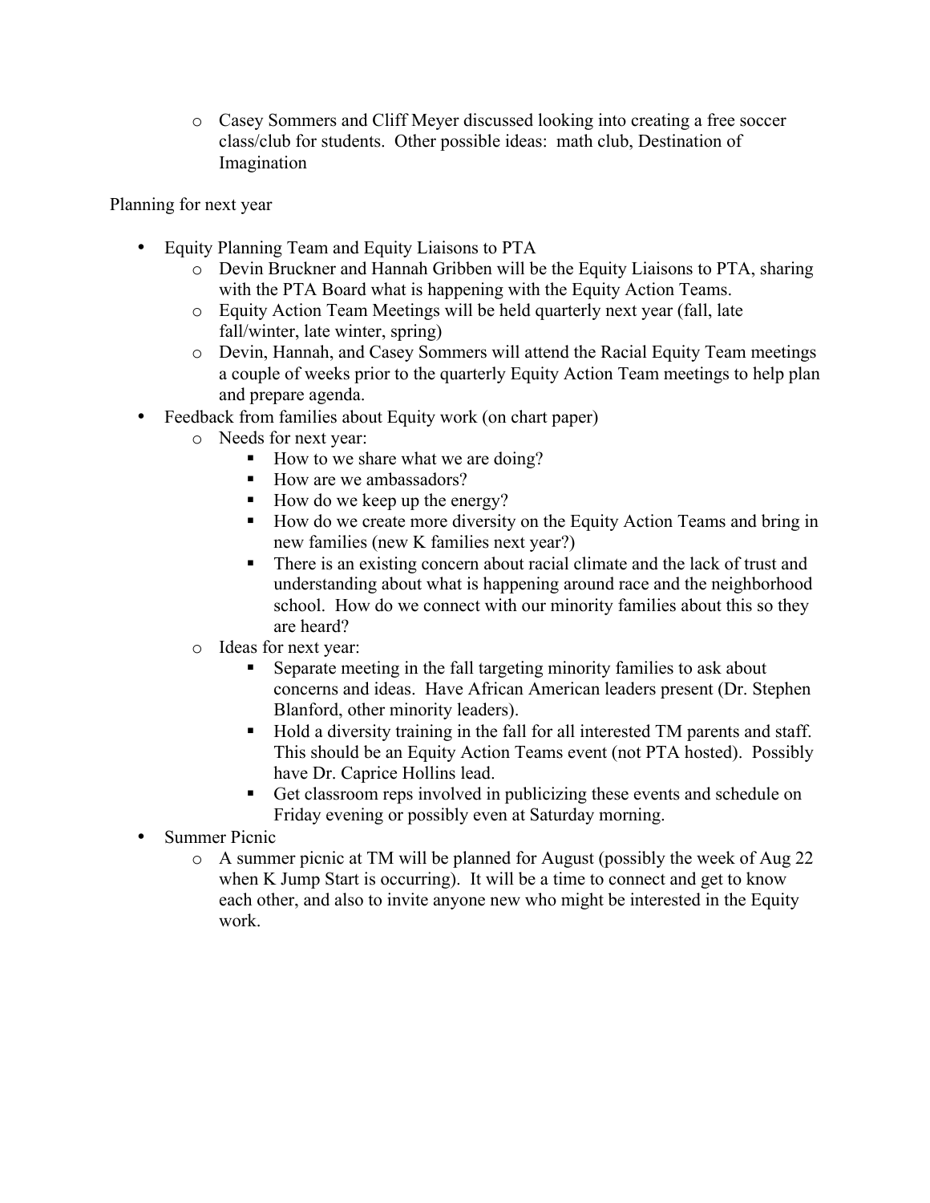- Casey Sommers and Cliff Meyer discussed looking into creating a free soccer class/club for students. Other possible ideas: math club, Destination of Imagination

Planning for next year

- Equity Planning Team and Equity Liaisons to PTA
    - Devin Bruckner and Hannah Gribben will be the Equity Liaisons to PTA, sharing with the PTA Board what is happening with the Equity Action Teams.
    - Equity Action Team Meetings will be held quarterly next year (fall, late fall/winter, late winter, spring)
    - Devin, Hannah, and Casey Sommers will attend the Racial Equity Team meetings a couple of weeks prior to the quarterly Equity Action Team meetings to help plan and prepare agenda.
- Feedback from families about Equity work (on chart paper)
    - Needs for next year:
        - How to we share what we are doing?
        - How are we ambassadors?
        - How do we keep up the energy?
        - How do we create more diversity on the Equity Action Teams and bring in new families (new K families next year?)
        - There is an existing concern about racial climate and the lack of trust and understanding about what is happening around race and the neighborhood school. How do we connect with our minority families about this so they are heard?
    - Ideas for next year:
        - Separate meeting in the fall targeting minority families to ask about concerns and ideas. Have African American leaders present (Dr. Stephen Blanford, other minority leaders).
        - Hold a diversity training in the fall for all interested TM parents and staff. This should be an Equity Action Teams event (not PTA hosted). Possibly have Dr. Caprice Hollins lead.
        - Get classroom reps involved in publicizing these events and schedule on Friday evening or possibly even at Saturday morning.
- Summer Picnic
    - A summer picnic at TM will be planned for August (possibly the week of Aug 22 when K Jump Start is occurring). It will be a time to connect and get to know each other, and also to invite anyone new who might be interested in the Equity work.